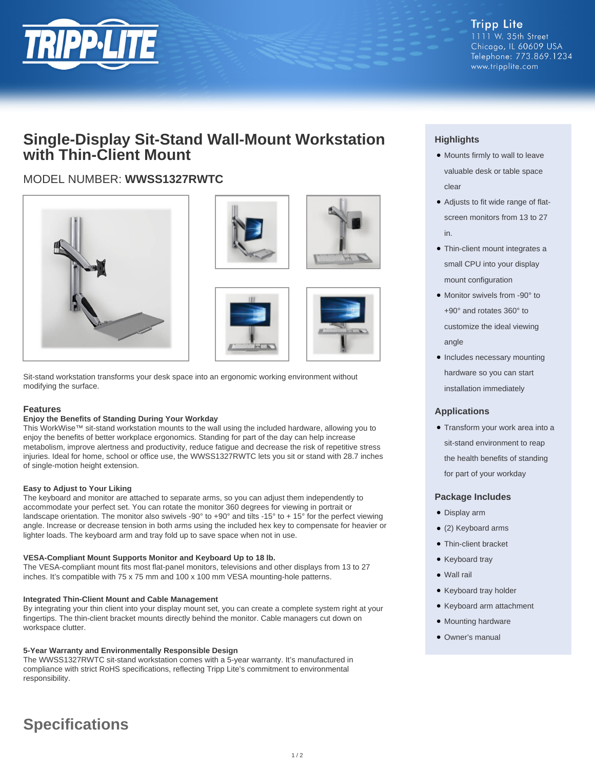Tripp Lite
1111 W. 35th Street
Chicago, IL 60609 USA
Telephone: 773.869.1234
www.tripplite.com

# Single-Display Sit-Stand Wall-Mount Workstation with Thin-Client Mount

## MODEL NUMBER: **WWSS1327RWTC**

Sit-stand workstation transforms your desk space into an ergonomic working environment without modifying the surface.

## Features

### Enjoy the Benefits of Standing During Your Workday

This WorkWise™ sit-stand workstation mounts to the wall using the included hardware, allowing you to enjoy the benefits of better workplace ergonomics. Standing for part of the day can help increase metabolism, improve alertness and productivity, reduce fatigue and decrease the risk of repetitive stress injuries. Ideal for home, school or office use, the WWSS1327RWTC lets you sit or stand with 28.7 inches of single-motion height extension.

### Easy to Adjust to Your Liking

The keyboard and monitor are attached to separate arms, so you can adjust them independently to accommodate your perfect set. You can rotate the monitor 360 degrees for viewing in portrait or landscape orientation. The monitor also swivels -90° to +90° and tilts -15° to + 15° for the perfect viewing angle. Increase or decrease tension in both arms using the included hex key to compensate for heavier or lighter loads. The keyboard arm and tray fold up to save space when not in use.

### VESA-Compliant Mount Supports Monitor and Keyboard Up to 18 lb.

The VESA-compliant mount fits most flat-panel monitors, televisions and other displays from 13 to 27 inches. It's compatible with 75 x 75 mm and 100 x 100 mm VESA mounting-hole patterns.

### Integrated Thin-Client Mount and Cable Management

By integrating your thin client into your display mount set, you can create a complete system right at your fingertips. The thin-client bracket mounts directly behind the monitor. Cable managers cut down on workspace clutter.

### 5-Year Warranty and Environmentally Responsible Design

The WWSS1327RWTC sit-stand workstation comes with a 5-year warranty. It's manufactured in compliance with strict RoHS specifications, reflecting Tripp Lite's commitment to environmental responsibility.

## Highlights

- Mounts firmly to wall to leave valuable desk or table space clear
- Adjusts to fit wide range of flat-screen monitors from 13 to 27 in.
- Thin-client mount integrates a small CPU into your display mount configuration
- Monitor swivels from -90° to +90° and rotates 360° to customize the ideal viewing angle
- Includes necessary mounting hardware so you can start installation immediately

## Applications

- Transform your work area into a sit-stand environment to reap the health benefits of standing for part of your workday

## Package Includes

- Display arm
- (2) Keyboard arms
- Thin-client bracket
- Keyboard tray
- Wall rail
- Keyboard tray holder
- Keyboard arm attachment
- Mounting hardware
- Owner's manual

# Specifications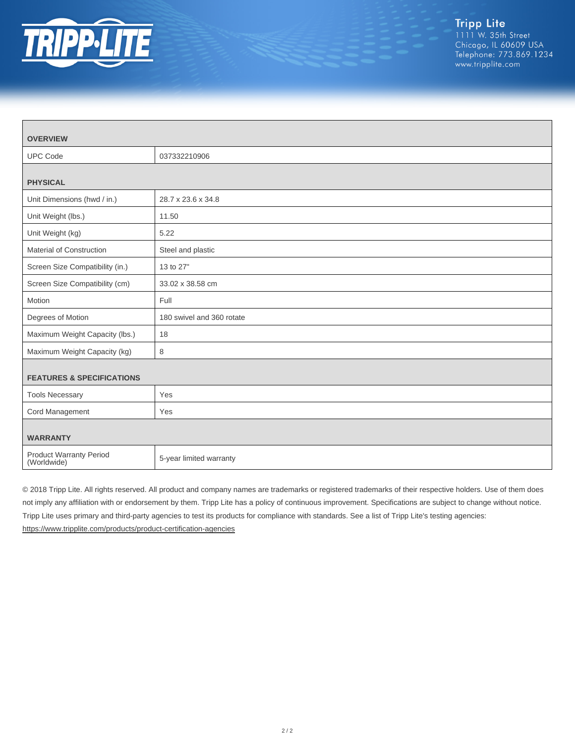Tripp Lite
1111 W. 35th Street
Chicago, IL 60609 USA
Telephone: 773.869.1234
www.tripplite.com

| | |
|---|---|
| **OVERVIEW** | |
| UPC Code | 037332210906 |
| **PHYSICAL** | |
| Unit Dimensions (hwd / in.) | 28.7 x 23.6 x 34.8 |
| Unit Weight (lbs.) | 11.50 |
| Unit Weight (kg) | 5.22 |
| Material of Construction | Steel and plastic |
| Screen Size Compatibility (in.) | 13 to 27" |
| Screen Size Compatibility (cm) | 33.02 x 38.58 cm |
| Motion | Full |
| Degrees of Motion | 180 swivel and 360 rotate |
| Maximum Weight Capacity (lbs.) | 18 |
| Maximum Weight Capacity (kg) | 8 |
| **FEATURES & SPECIFICATIONS** | |
| Tools Necessary | Yes |
| Cord Management | Yes |
| **WARRANTY** | |
| Product Warranty Period (Worldwide) | 5-year limited warranty |

© 2018 Tripp Lite. All rights reserved. All product and company names are trademarks or registered trademarks of their respective holders. Use of them does not imply any affiliation with or endorsement by them. Tripp Lite has a policy of continuous improvement. Specifications are subject to change without notice. Tripp Lite uses primary and third-party agencies to test its products for compliance with standards. See a list of Tripp Lite's testing agencies: https://www.tripplite.com/products/product-certification-agencies